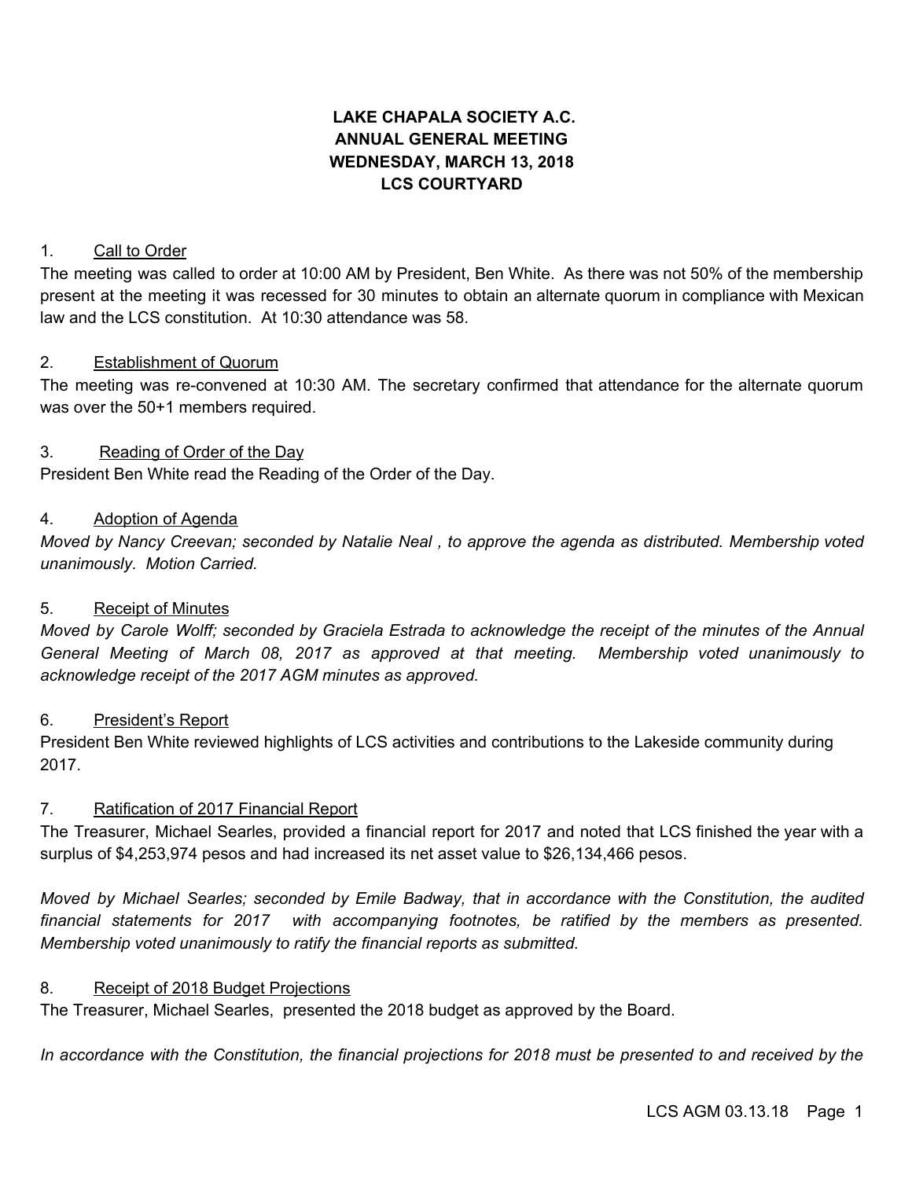# LAKE CHAPALA SOCIETY A.C.
# ANNUAL GENERAL MEETING
# WEDNESDAY, MARCH 13, 2018
# LCS COURTYARD

1. Call to Order

The meeting was called to order at 10:00 AM by President, Ben White. As there was not 50% of the membership present at the meeting it was recessed for 30 minutes to obtain an alternate quorum in compliance with Mexican law and the LCS constitution. At 10:30 attendance was 58.

2. Establishment of Quorum

The meeting was re-convened at 10:30 AM. The secretary confirmed that attendance for the alternate quorum was over the 50+1 members required.

3. Reading of Order of the Day

President Ben White read the Reading of the Order of the Day.

4. Adoption of Agenda

*Moved by Nancy Creevan; seconded by Natalie Neal , to approve the agenda as distributed. Membership voted unanimously. Motion Carried.*

5. Receipt of Minutes

*Moved by Carole Wolff; seconded by Graciela Estrada to acknowledge the receipt of the minutes of the Annual General Meeting of March 08, 2017 as approved at that meeting. Membership voted unanimously to acknowledge receipt of the 2017 AGM minutes as approved.*

6. President's Report

President Ben White reviewed highlights of LCS activities and contributions to the Lakeside community during 2017.

7. Ratification of 2017 Financial Report

The Treasurer, Michael Searles, provided a financial report for 2017 and noted that LCS finished the year with a surplus of $4,253,974 pesos and had increased its net asset value to $26,134,466 pesos.

*Moved by Michael Searles; seconded by Emile Badway, that in accordance with the Constitution, the audited financial statements for 2017 with accompanying footnotes, be ratified by the members as presented. Membership voted unanimously to ratify the financial reports as submitted.*

8. Receipt of 2018 Budget Projections

The Treasurer, Michael Searles, presented the 2018 budget as approved by the Board.

*In accordance with the Constitution, the financial projections for 2018 must be presented to and received by the*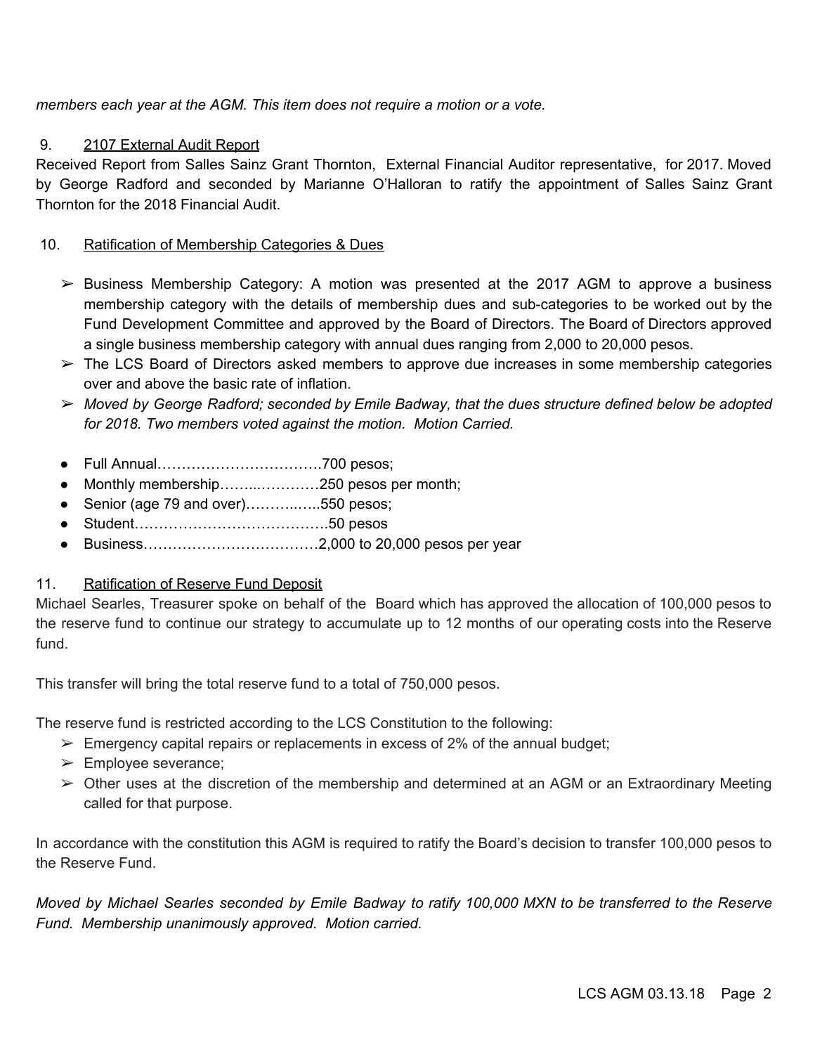*members each year at the AGM. This item does not require a motion or a vote.*

9. <u>2107 External Audit Report</u>

Received Report from Salles Sainz Grant Thornton, External Financial Auditor representative, for 2017. Moved by George Radford and seconded by Marianne O'Halloran to ratify the appointment of Salles Sainz Grant Thornton for the 2018 Financial Audit.

10. <u>Ratification of Membership Categories & Dues</u>

- ➢ Business Membership Category: A motion was presented at the 2017 AGM to approve a business membership category with the details of membership dues and sub-categories to be worked out by the Fund Development Committee and approved by the Board of Directors. The Board of Directors approved a single business membership category with annual dues ranging from 2,000 to 20,000 pesos.
- ➢ The LCS Board of Directors asked members to approve due increases in some membership categories over and above the basic rate of inflation.
- ➢ *Moved by George Radford; seconded by Emile Badway, that the dues structure defined below be adopted for 2018. Two members voted against the motion. Motion Carried.*

- Full Annual…………………………….700 pesos;
- Monthly membership……..…………250 pesos per month;
- Senior (age 79 and over)………..…..550 pesos;
- Student…………………………………50 pesos
- Business………………………………2,000 to 20,000 pesos per year

11. <u>Ratification of Reserve Fund Deposit</u>

Michael Searles, Treasurer spoke on behalf of the Board which has approved the allocation of 100,000 pesos to the reserve fund to continue our strategy to accumulate up to 12 months of our operating costs into the Reserve fund.

This transfer will bring the total reserve fund to a total of 750,000 pesos.

The reserve fund is restricted according to the LCS Constitution to the following:

- ➢ Emergency capital repairs or replacements in excess of 2% of the annual budget;
- ➢ Employee severance;
- ➢ Other uses at the discretion of the membership and determined at an AGM or an Extraordinary Meeting called for that purpose.

In accordance with the constitution this AGM is required to ratify the Board's decision to transfer 100,000 pesos to the Reserve Fund.

*Moved by Michael Searles seconded by Emile Badway to ratify 100,000 MXN to be transferred to the Reserve Fund. Membership unanimously approved. Motion carried.*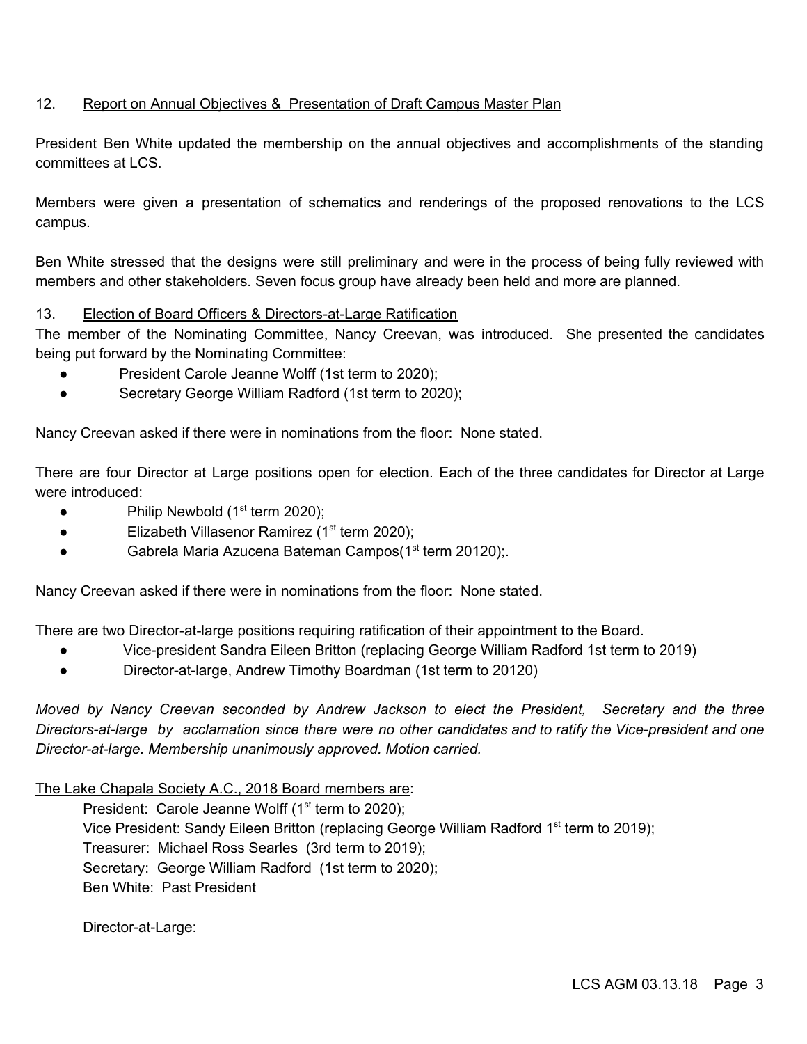12. <u>Report on Annual Objectives & Presentation of Draft Campus Master Plan</u>

President Ben White updated the membership on the annual objectives and accomplishments of the standing committees at LCS.

Members were given a presentation of schematics and renderings of the proposed renovations to the LCS campus.

Ben White stressed that the designs were still preliminary and were in the process of being fully reviewed with members and other stakeholders. Seven focus group have already been held and more are planned.

13. <u>Election of Board Officers & Directors-at-Large Ratification</u>

The member of the Nominating Committee, Nancy Creevan, was introduced. She presented the candidates being put forward by the Nominating Committee:

- President Carole Jeanne Wolff (1st term to 2020);
- Secretary George William Radford (1st term to 2020);

Nancy Creevan asked if there were in nominations from the floor: None stated.

There are four Director at Large positions open for election. Each of the three candidates for Director at Large were introduced:

- Philip Newbold (1st term 2020);
- Elizabeth Villasenor Ramirez (1st term 2020);
- Gabrela Maria Azucena Bateman Campos(1st term 20120);.

Nancy Creevan asked if there were in nominations from the floor: None stated.

There are two Director-at-large positions requiring ratification of their appointment to the Board.

- Vice-president Sandra Eileen Britton (replacing George William Radford 1st term to 2019)
- Director-at-large, Andrew Timothy Boardman (1st term to 20120)

*Moved by Nancy Creevan seconded by Andrew Jackson to elect the President, Secretary and the three Directors-at-large by acclamation since there were no other candidates and to ratify the Vice-president and one Director-at-large. Membership unanimously approved. Motion carried.*

<u>The Lake Chapala Society A.C., 2018 Board members are</u>:

President: Carole Jeanne Wolff (1st term to 2020);
Vice President: Sandy Eileen Britton (replacing George William Radford 1st term to 2019);
Treasurer: Michael Ross Searles (3rd term to 2019);
Secretary: George William Radford (1st term to 2020);
Ben White: Past President

Director-at-Large: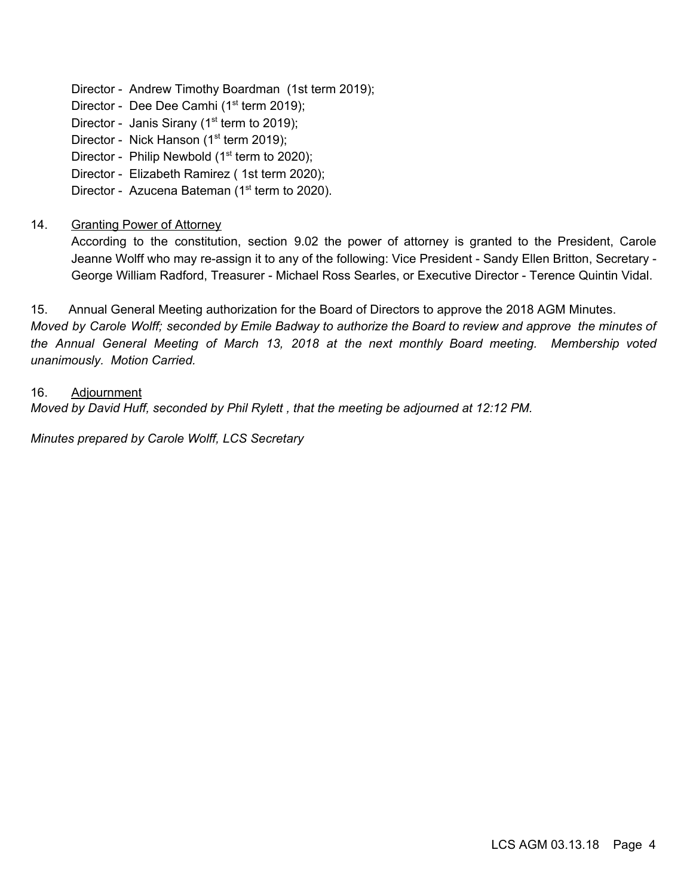Director - Andrew Timothy Boardman (1st term 2019);
Director - Dee Dee Camhi (1st term 2019);
Director - Janis Sirany (1st term to 2019);
Director - Nick Hanson (1st term 2019);
Director - Philip Newbold (1st term to 2020);
Director - Elizabeth Ramirez ( 1st term 2020);
Director - Azucena Bateman (1st term to 2020).

14. <u>Granting Power of Attorney</u>

According to the constitution, section 9.02 the power of attorney is granted to the President, Carole Jeanne Wolff who may re-assign it to any of the following: Vice President - Sandy Ellen Britton, Secretary - George William Radford, Treasurer - Michael Ross Searles, or Executive Director - Terence Quintin Vidal.

15. Annual General Meeting authorization for the Board of Directors to approve the 2018 AGM Minutes.

*Moved by Carole Wolff; seconded by Emile Badway to authorize the Board to review and approve the minutes of the Annual General Meeting of March 13, 2018 at the next monthly Board meeting. Membership voted unanimously. Motion Carried.*

16. <u>Adjournment</u>

*Moved by David Huff, seconded by Phil Rylett , that the meeting be adjourned at 12:12 PM.*

*Minutes prepared by Carole Wolff, LCS Secretary*